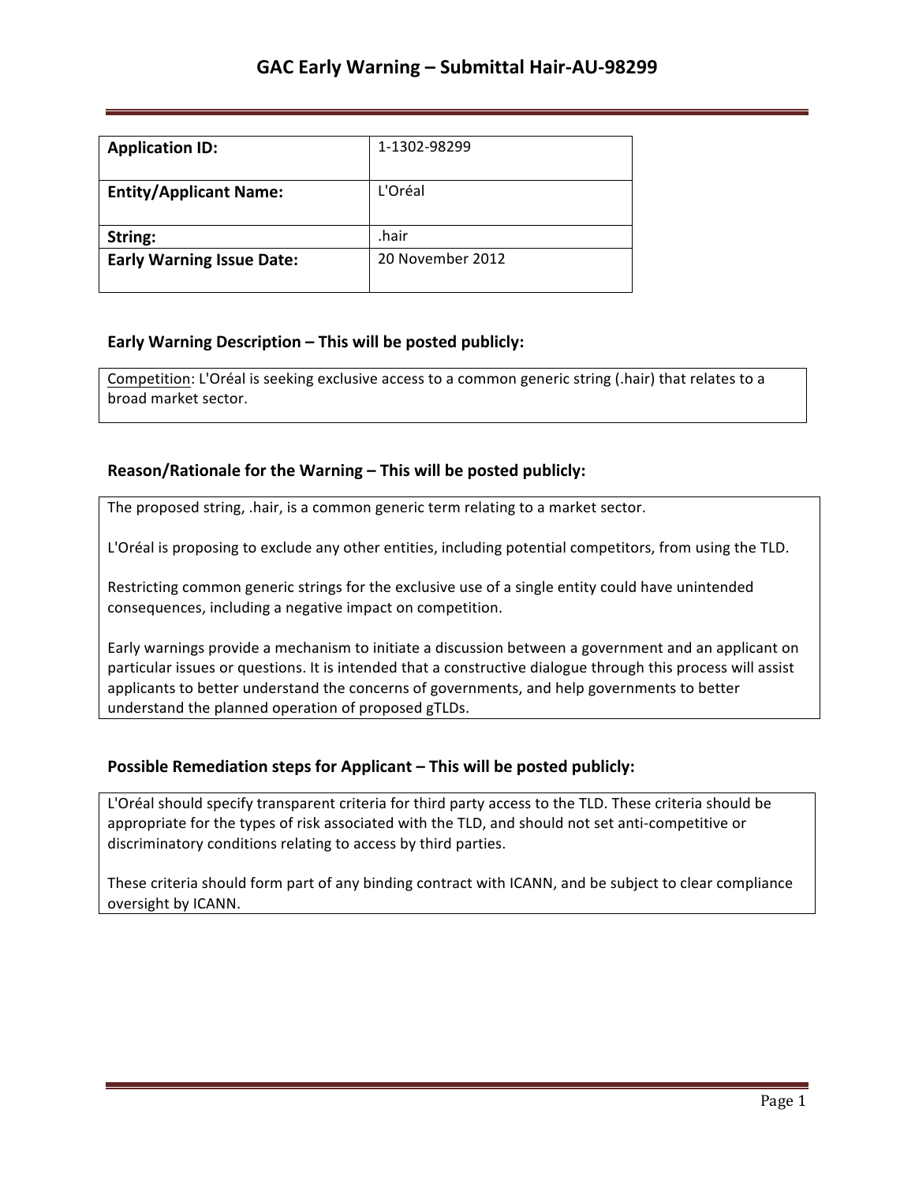# GAC Early Warning – Submittal Hair-AU-98299

| **Application ID:** | 1-1302-98299 |
| --- | --- |
| **Entity/Applicant Name:** | L'Oréal |
| **String:** | .hair |
| **Early Warning Issue Date:** | 20 November 2012 |

## Early Warning Description – This will be posted publicly:

Competition: L'Oréal is seeking exclusive access to a common generic string (.hair) that relates to a broad market sector.

## Reason/Rationale for the Warning – This will be posted publicly:

The proposed string, .hair, is a common generic term relating to a market sector.

L'Oréal is proposing to exclude any other entities, including potential competitors, from using the TLD.

Restricting common generic strings for the exclusive use of a single entity could have unintended consequences, including a negative impact on competition.

Early warnings provide a mechanism to initiate a discussion between a government and an applicant on particular issues or questions. It is intended that a constructive dialogue through this process will assist applicants to better understand the concerns of governments, and help governments to better understand the planned operation of proposed gTLDs.

## Possible Remediation steps for Applicant – This will be posted publicly:

L'Oréal should specify transparent criteria for third party access to the TLD. These criteria should be appropriate for the types of risk associated with the TLD, and should not set anti-competitive or discriminatory conditions relating to access by third parties.

These criteria should form part of any binding contract with ICANN, and be subject to clear compliance oversight by ICANN.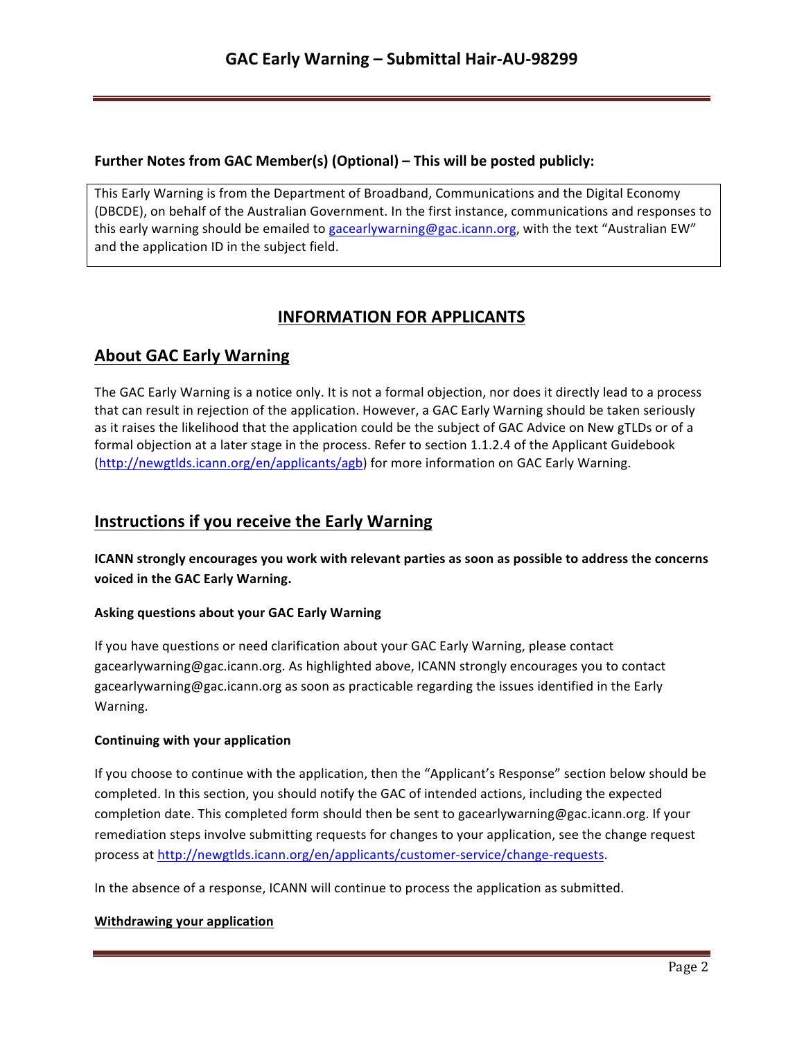**Further Notes from GAC Member(s) (Optional) – This will be posted publicly:**

This Early Warning is from the Department of Broadband, Communications and the Digital Economy (DBCDE), on behalf of the Australian Government. In the first instance, communications and responses to this early warning should be emailed to gacearlywarning@gac.icann.org, with the text "Australian EW" and the application ID in the subject field.

## INFORMATION FOR APPLICANTS

## About GAC Early Warning

The GAC Early Warning is a notice only. It is not a formal objection, nor does it directly lead to a process that can result in rejection of the application. However, a GAC Early Warning should be taken seriously as it raises the likelihood that the application could be the subject of GAC Advice on New gTLDs or of a formal objection at a later stage in the process. Refer to section 1.1.2.4 of the Applicant Guidebook (http://newgtlds.icann.org/en/applicants/agb) for more information on GAC Early Warning.

## Instructions if you receive the Early Warning

**ICANN strongly encourages you work with relevant parties as soon as possible to address the concerns voiced in the GAC Early Warning.**

#### Asking questions about your GAC Early Warning

If you have questions or need clarification about your GAC Early Warning, please contact gacearlywarning@gac.icann.org. As highlighted above, ICANN strongly encourages you to contact gacearlywarning@gac.icann.org as soon as practicable regarding the issues identified in the Early Warning.

#### Continuing with your application

If you choose to continue with the application, then the "Applicant's Response" section below should be completed. In this section, you should notify the GAC of intended actions, including the expected completion date. This completed form should then be sent to gacearlywarning@gac.icann.org. If your remediation steps involve submitting requests for changes to your application, see the change request process at http://newgtlds.icann.org/en/applicants/customer-service/change-requests.

In the absence of a response, ICANN will continue to process the application as submitted.

#### Withdrawing your application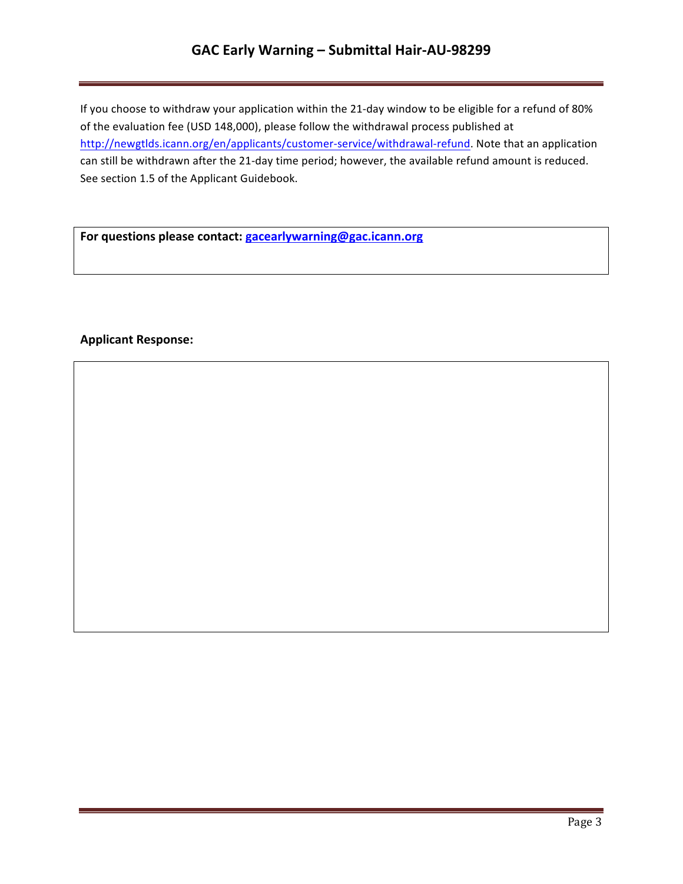If you choose to withdraw your application within the 21-day window to be eligible for a refund of 80% of the evaluation fee (USD 148,000), please follow the withdrawal process published at http://newgtlds.icann.org/en/applicants/customer-service/withdrawal-refund. Note that an application can still be withdrawn after the 21-day time period; however, the available refund amount is reduced. See section 1.5 of the Applicant Guidebook.

**For questions please contact: gacearlywarning@gac.icann.org**

**Applicant Response:**